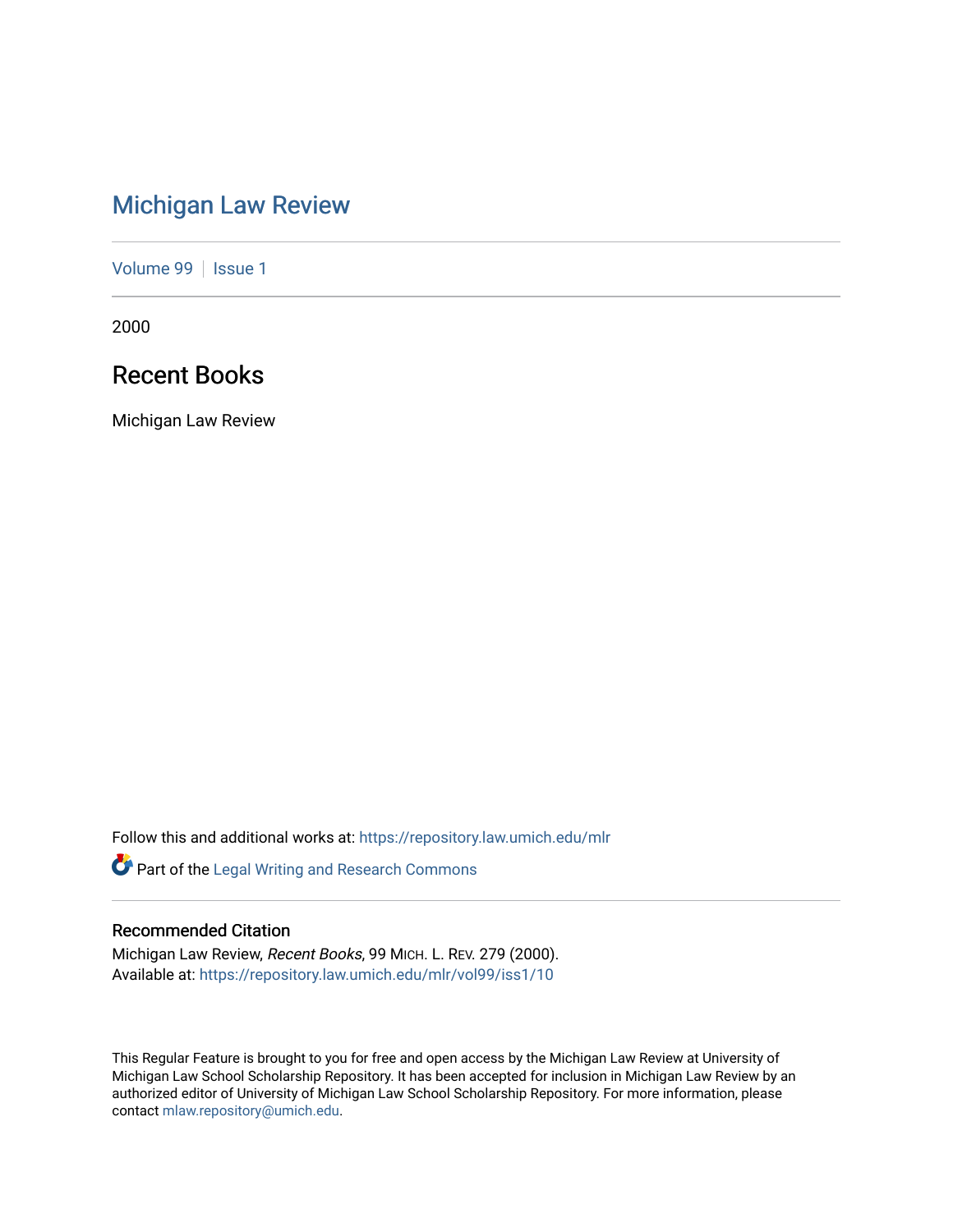# Michigan Law Review

Volume 99 | Issue 1

2000

## Recent Books

Michigan Law Review

Follow this and additional works at: https://repository.law.umich.edu/mlr

Part of the Legal Writing and Research Commons

### Recommended Citation

Michigan Law Review, *Recent Books*, 99 MICH. L. REV. 279 (2000).
Available at: https://repository.law.umich.edu/mlr/vol99/iss1/10

This Regular Feature is brought to you for free and open access by the Michigan Law Review at University of Michigan Law School Scholarship Repository. It has been accepted for inclusion in Michigan Law Review by an authorized editor of University of Michigan Law School Scholarship Repository. For more information, please contact mlaw.repository@umich.edu.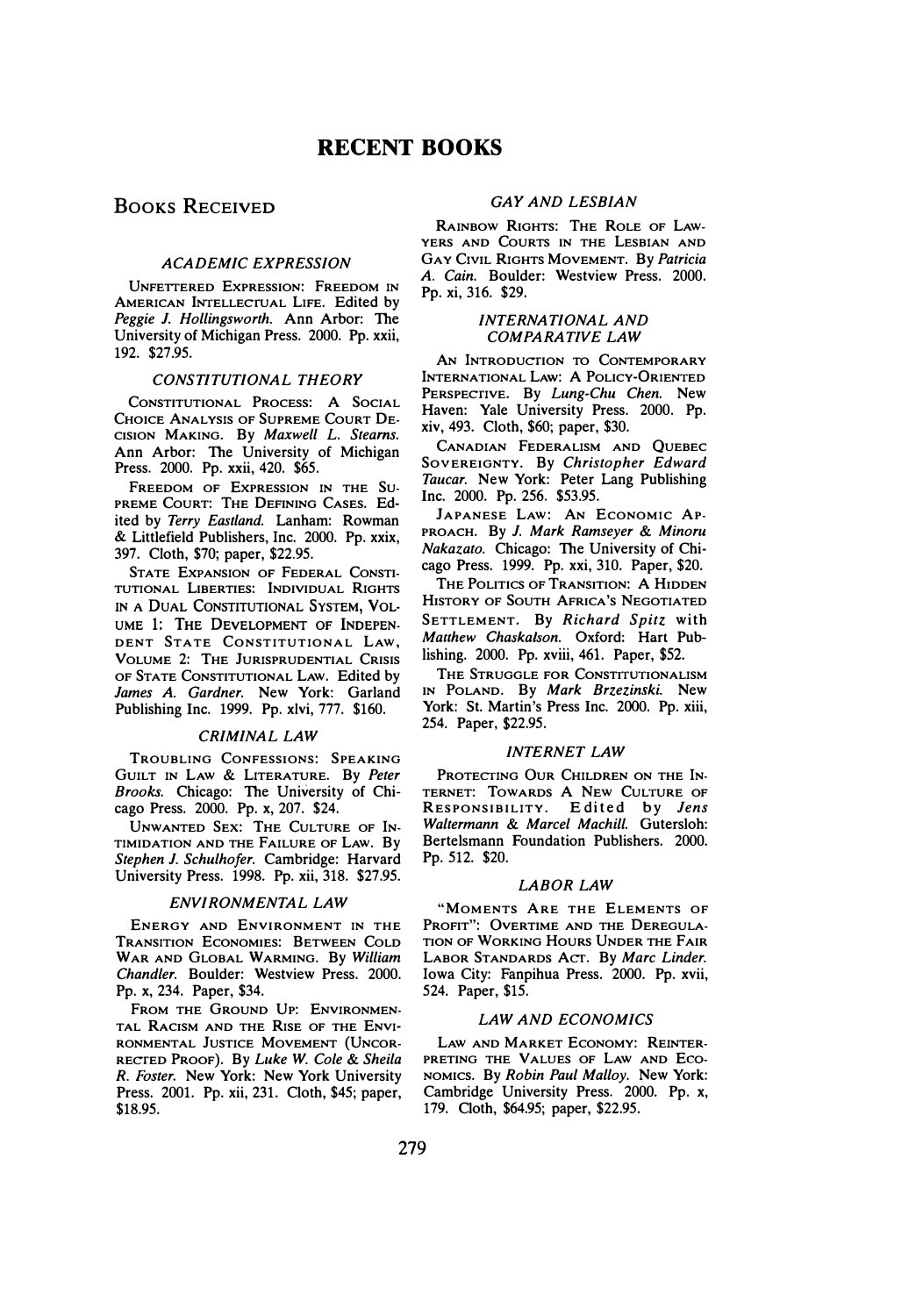# RECENT BOOKS

## Books Received

### *ACADEMIC EXPRESSION*

Unfettered Expression: Freedom in American Intellectual Life. Edited by *Peggie J. Hollingsworth*. Ann Arbor: The University of Michigan Press. 2000. Pp. xxii, 192. $27.95.

### *CONSTITUTIONAL THEORY*

Constitutional Process: A Social Choice Analysis of Supreme Court Decision Making. By *Maxwell L. Stearns*. Ann Arbor: The University of Michigan Press. 2000. Pp. xxii, 420. $65.

Freedom of Expression in the Supreme Court: The Defining Cases. Edited by *Terry Eastland*. Lanham: Rowman & Littlefield Publishers, Inc. 2000. Pp. xxix, 397. Cloth, $70; paper, $22.95.

State Expansion of Federal Constitutional Liberties: Individual Rights in a Dual Constitutional System, Volume 1: The Development of Independent State Constitutional Law, Volume 2: The Jurisprudential Crisis of State Constitutional Law. Edited by *James A. Gardner*. New York: Garland Publishing Inc. 1999. Pp. xlvi, 777. $160.

### *CRIMINAL LAW*

Troubling Confessions: Speaking Guilt in Law & Literature. By *Peter Brooks*. Chicago: The University of Chicago Press. 2000. Pp. x, 207. $24.

Unwanted Sex: The Culture of Intimidation and the Failure of Law. By *Stephen J. Schulhofer*. Cambridge: Harvard University Press. 1998. Pp. xii, 318. $27.95.

### *ENVIRONMENTAL LAW*

Energy and Environment in the Transition Economies: Between Cold War and Global Warming. By *William Chandler*. Boulder: Westview Press. 2000. Pp. x, 234. Paper, $34.

From the Ground Up: Environmental Racism and the Rise of the Environmental Justice Movement (Uncorrected Proof). By *Luke W. Cole & Sheila R. Foster*. New York: New York University Press. 2001. Pp. xii, 231. Cloth, $45; paper, $18.95.

### *GAY AND LESBIAN*

Rainbow Rights: The Role of Lawyers and Courts in the Lesbian and Gay Civil Rights Movement. By *Patricia A. Cain*. Boulder: Westview Press. 2000. Pp. xi, 316. $29.

### *INTERNATIONAL AND COMPARATIVE LAW*

An Introduction to Contemporary International Law: A Policy-Oriented Perspective. By *Lung-Chu Chen*. New Haven: Yale University Press. 2000. Pp. xiv, 493. Cloth, $60; paper, $30.

Canadian Federalism and Quebec Sovereignty. By *Christopher Edward Taucar*. New York: Peter Lang Publishing Inc. 2000. Pp. 256. $53.95.

Japanese Law: An Economic Approach. By *J. Mark Ramseyer & Minoru Nakazato*. Chicago: The University of Chicago Press. 1999. Pp. xxi, 310. Paper, $20.

The Politics of Transition: A Hidden History of South Africa's Negotiated Settlement. By *Richard Spitz* with *Matthew Chaskalson*. Oxford: Hart Publishing. 2000. Pp. xviii, 461. Paper, $52.

The Struggle for Constitutionalism in Poland. By *Mark Brzezinski*. New York: St. Martin's Press Inc. 2000. Pp. xiii, 254. Paper, $22.95.

### *INTERNET LAW*

Protecting Our Children on the Internet: Towards a New Culture of Responsibility. Edited by *Jens Waltermann & Marcel Machill*. Gutersloh: Bertelsmann Foundation Publishers. 2000. Pp. 512. $20.

### *LABOR LAW*

"Moments Are the Elements of Profit": Overtime and the Deregulation of Working Hours Under the Fair Labor Standards Act. By *Marc Linder*. Iowa City: Fanpihua Press. 2000. Pp. xvii, 524. Paper, $15.

### *LAW AND ECONOMICS*

Law and Market Economy: Reinterpreting the Values of Law and Economics. By *Robin Paul Malloy*. New York: Cambridge University Press. 2000. Pp. x, 179. Cloth, $64.95; paper, $22.95.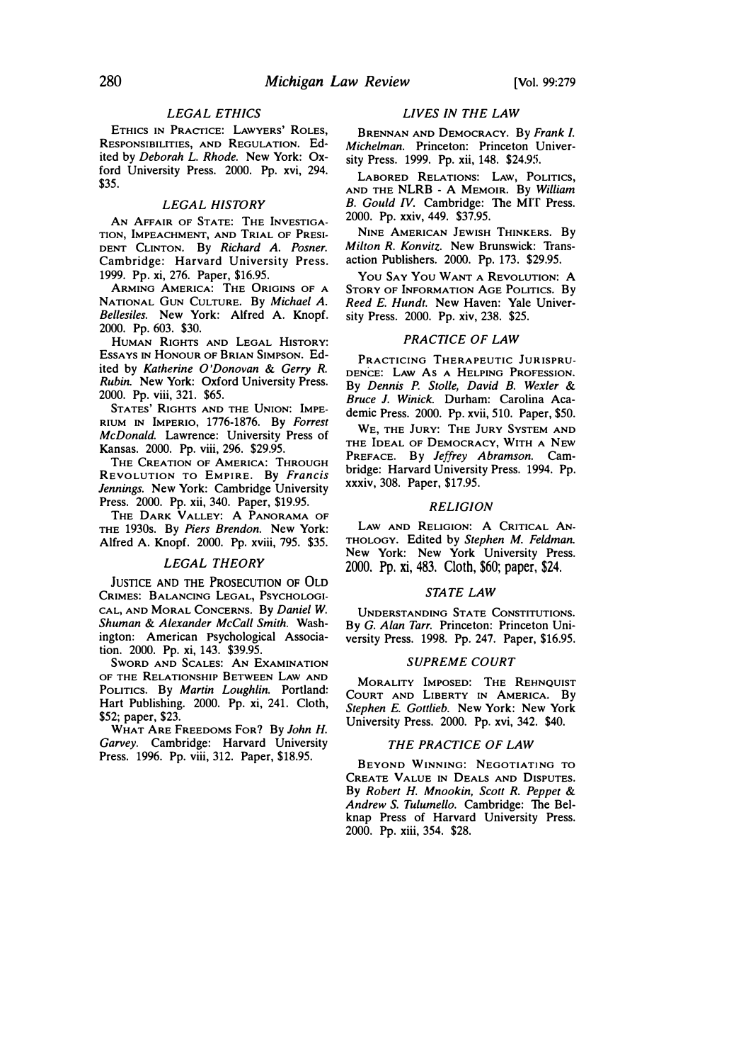### LEGAL ETHICS

ETHICS IN PRACTICE: LAWYERS' ROLES, RESPONSIBILITIES, AND REGULATION. Edited by *Deborah L. Rhode.* New York: Oxford University Press. 2000. Pp. xvi, 294. $35.

### LEGAL HISTORY

AN AFFAIR OF STATE: THE INVESTIGATION, IMPEACHMENT, AND TRIAL OF PRESIDENT CLINTON. By *Richard A. Posner.* Cambridge: Harvard University Press. 1999. Pp. xi, 276. Paper, $16.95.

ARMING AMERICA: THE ORIGINS OF A NATIONAL GUN CULTURE. By *Michael A. Bellesiles.* New York: Alfred A. Knopf. 2000. Pp. 603. $30.

HUMAN RIGHTS AND LEGAL HISTORY: ESSAYS IN HONOUR OF BRIAN SIMPSON. Edited by *Katherine O'Donovan & Gerry R. Rubin.* New York: Oxford University Press. 2000. Pp. viii, 321. $65.

STATES' RIGHTS AND THE UNION: IMPERIUM IN IMPERIO, 1776-1876. By *Forrest McDonald.* Lawrence: University Press of Kansas. 2000. Pp. viii, 296. $29.95.

THE CREATION OF AMERICA: THROUGH REVOLUTION TO EMPIRE. By *Francis Jennings.* New York: Cambridge University Press. 2000. Pp. xii, 340. Paper, $19.95.

THE DARK VALLEY: A PANORAMA OF THE 1930s. By *Piers Brendon.* New York: Alfred A. Knopf. 2000. Pp. xviii, 795. $35.

### LEGAL THEORY

JUSTICE AND THE PROSECUTION OF OLD CRIMES: BALANCING LEGAL, PSYCHOLOGICAL, AND MORAL CONCERNS. By *Daniel W. Shuman & Alexander McCall Smith.* Washington: American Psychological Association. 2000. Pp. xi, 143. $39.95.

SWORD AND SCALES: AN EXAMINATION OF THE RELATIONSHIP BETWEEN LAW AND POLITICS. By *Martin Loughlin.* Portland: Hart Publishing. 2000. Pp. xi, 241. Cloth, $52; paper, $23.

WHAT ARE FREEDOMS FOR? By *John H. Garvey.* Cambridge: Harvard University Press. 1996. Pp. viii, 312. Paper, $18.95.

### LIVES IN THE LAW

BRENNAN AND DEMOCRACY. By *Frank I. Michelman.* Princeton: Princeton University Press. 1999. Pp. xii, 148. $24.95.

LABORED RELATIONS: LAW, POLITICS, AND THE NLRB - A MEMOIR. By *William B. Gould IV.* Cambridge: The MIT Press. 2000. Pp. xxiv, 449. $37.95.

NINE AMERICAN JEWISH THINKERS. By *Milton R. Konvitz.* New Brunswick: Transaction Publishers. 2000. Pp. 173. $29.95.

YOU SAY YOU WANT A REVOLUTION: A STORY OF INFORMATION AGE POLITICS. By *Reed E. Hundt.* New Haven: Yale University Press. 2000. Pp. xiv, 238. $25.

### PRACTICE OF LAW

PRACTICING THERAPEUTIC JURISPRUDENCE: LAW AS A HELPING PROFESSION. By *Dennis P. Stolle, David B. Wexler & Bruce J. Winick.* Durham: Carolina Academic Press. 2000. Pp. xvii, 510. Paper, $50.

WE, THE JURY: THE JURY SYSTEM AND THE IDEAL OF DEMOCRACY, WITH A NEW PREFACE. By *Jeffrey Abramson.* Cambridge: Harvard University Press. 1994. Pp. xxxiv, 308. Paper, $17.95.

### RELIGION

LAW AND RELIGION: A CRITICAL ANTHOLOGY. Edited by *Stephen M. Feldman.* New York: New York University Press. 2000. Pp. xi, 483. Cloth, $60; paper, $24.

### STATE LAW

UNDERSTANDING STATE CONSTITUTIONS. By *G. Alan Tarr.* Princeton: Princeton University Press. 1998. Pp. 247. Paper, $16.95.

### SUPREME COURT

MORALITY IMPOSED: THE REHNQUIST COURT AND LIBERTY IN AMERICA. By *Stephen E. Gottlieb.* New York: New York University Press. 2000. Pp. xvi, 342. $40.

### THE PRACTICE OF LAW

BEYOND WINNING: NEGOTIATING TO CREATE VALUE IN DEALS AND DISPUTES. By *Robert H. Mnookin, Scott R. Peppet & Andrew S. Tulumello.* Cambridge: The Belknap Press of Harvard University Press. 2000. Pp. xiii, 354. $28.